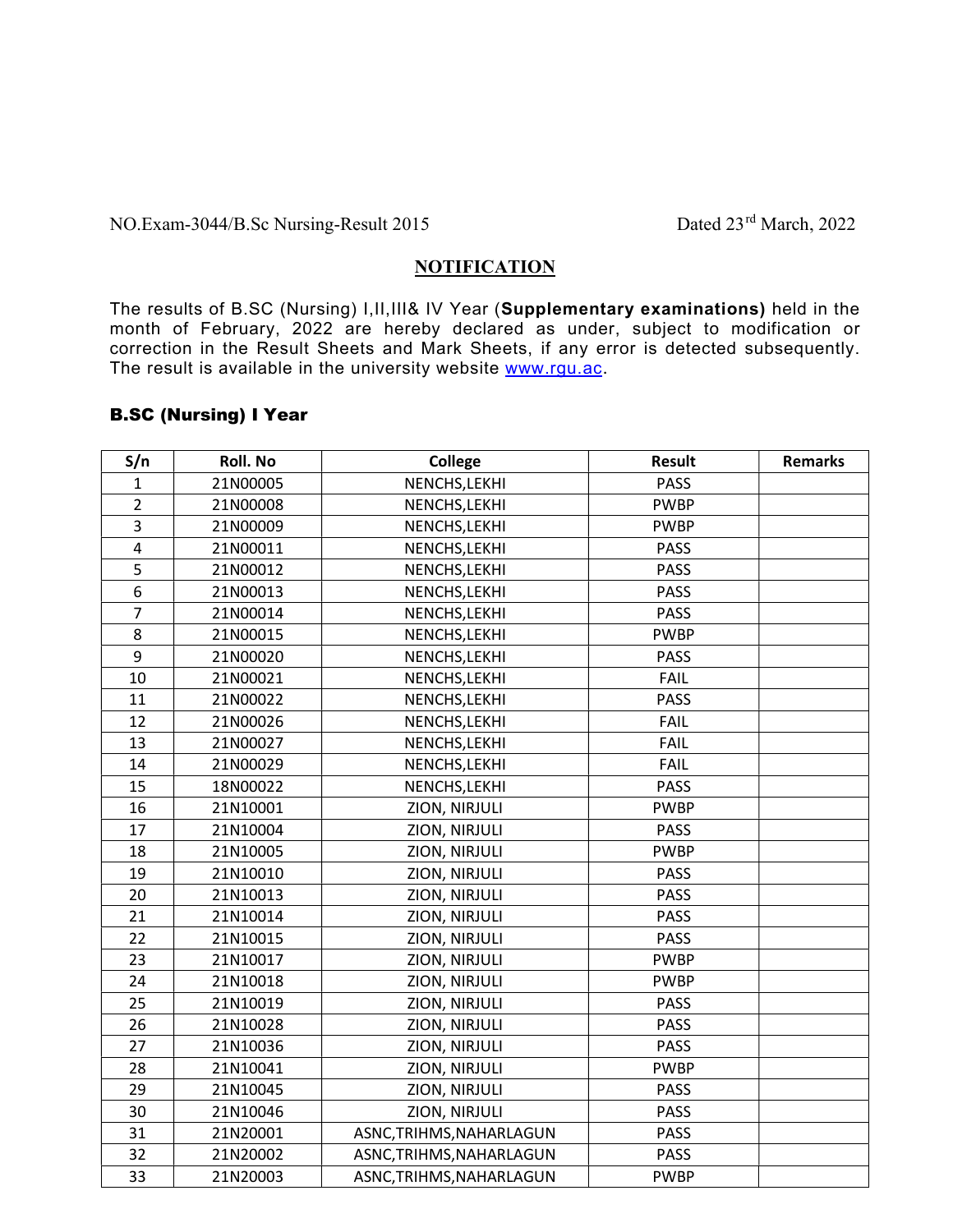NO.Exam-3044/B.Sc Nursing-Result 2015 Dated 23rd March, 2022

**NOTIFICATION**

The results of B.SC (Nursing) I,II,III& IV Year (**Supplementary examinations)** held in the month of February, 2022 are hereby declared as under, subject to modification or correction in the Result Sheets and Mark Sheets, if any error is detected subsequently. The result is available in the university website www.rgu.ac.

### B.SC (Nursing) I Year

| S/n | Roll. No | College | Result | Remarks |
|---|---|---|---|---|
| 1 | 21N00005 | NENCHS,LEKHI | PASS | |
| 2 | 21N00008 | NENCHS,LEKHI | PWBP | |
| 3 | 21N00009 | NENCHS,LEKHI | PWBP | |
| 4 | 21N00011 | NENCHS,LEKHI | PASS | |
| 5 | 21N00012 | NENCHS,LEKHI | PASS | |
| 6 | 21N00013 | NENCHS,LEKHI | PASS | |
| 7 | 21N00014 | NENCHS,LEKHI | PASS | |
| 8 | 21N00015 | NENCHS,LEKHI | PWBP | |
| 9 | 21N00020 | NENCHS,LEKHI | PASS | |
| 10 | 21N00021 | NENCHS,LEKHI | FAIL | |
| 11 | 21N00022 | NENCHS,LEKHI | PASS | |
| 12 | 21N00026 | NENCHS,LEKHI | FAIL | |
| 13 | 21N00027 | NENCHS,LEKHI | FAIL | |
| 14 | 21N00029 | NENCHS,LEKHI | FAIL | |
| 15 | 18N00022 | NENCHS,LEKHI | PASS | |
| 16 | 21N10001 | ZION, NIRJULI | PWBP | |
| 17 | 21N10004 | ZION, NIRJULI | PASS | |
| 18 | 21N10005 | ZION, NIRJULI | PWBP | |
| 19 | 21N10010 | ZION, NIRJULI | PASS | |
| 20 | 21N10013 | ZION, NIRJULI | PASS | |
| 21 | 21N10014 | ZION, NIRJULI | PASS | |
| 22 | 21N10015 | ZION, NIRJULI | PASS | |
| 23 | 21N10017 | ZION, NIRJULI | PWBP | |
| 24 | 21N10018 | ZION, NIRJULI | PWBP | |
| 25 | 21N10019 | ZION, NIRJULI | PASS | |
| 26 | 21N10028 | ZION, NIRJULI | PASS | |
| 27 | 21N10036 | ZION, NIRJULI | PASS | |
| 28 | 21N10041 | ZION, NIRJULI | PWBP | |
| 29 | 21N10045 | ZION, NIRJULI | PASS | |
| 30 | 21N10046 | ZION, NIRJULI | PASS | |
| 31 | 21N20001 | ASNC,TRIHMS,NAHARLAGUN | PASS | |
| 32 | 21N20002 | ASNC,TRIHMS,NAHARLAGUN | PASS | |
| 33 | 21N20003 | ASNC,TRIHMS,NAHARLAGUN | PWBP | |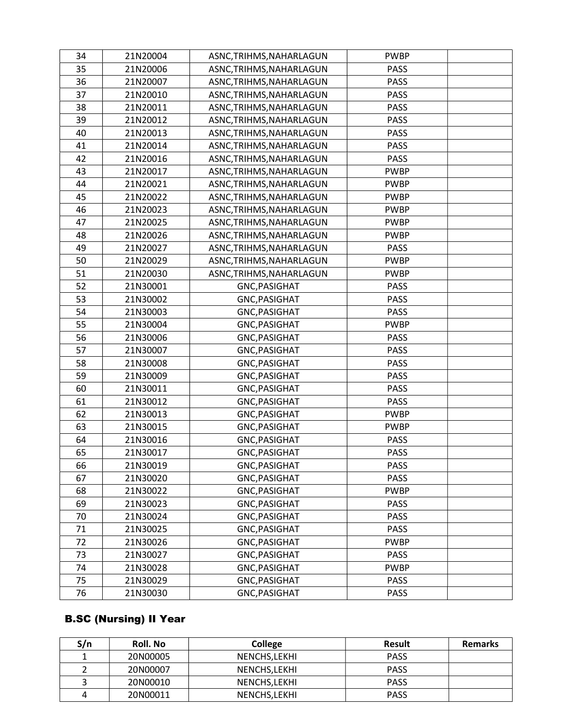| 34 | 21N20004 | ASNC,TRIHMS,NAHARLAGUN | PWBP | |
|---|---|---|---|---|
| 35 | 21N20006 | ASNC,TRIHMS,NAHARLAGUN | PASS | |
| 36 | 21N20007 | ASNC,TRIHMS,NAHARLAGUN | PASS | |
| 37 | 21N20010 | ASNC,TRIHMS,NAHARLAGUN | PASS | |
| 38 | 21N20011 | ASNC,TRIHMS,NAHARLAGUN | PASS | |
| 39 | 21N20012 | ASNC,TRIHMS,NAHARLAGUN | PASS | |
| 40 | 21N20013 | ASNC,TRIHMS,NAHARLAGUN | PASS | |
| 41 | 21N20014 | ASNC,TRIHMS,NAHARLAGUN | PASS | |
| 42 | 21N20016 | ASNC,TRIHMS,NAHARLAGUN | PASS | |
| 43 | 21N20017 | ASNC,TRIHMS,NAHARLAGUN | PWBP | |
| 44 | 21N20021 | ASNC,TRIHMS,NAHARLAGUN | PWBP | |
| 45 | 21N20022 | ASNC,TRIHMS,NAHARLAGUN | PWBP | |
| 46 | 21N20023 | ASNC,TRIHMS,NAHARLAGUN | PWBP | |
| 47 | 21N20025 | ASNC,TRIHMS,NAHARLAGUN | PWBP | |
| 48 | 21N20026 | ASNC,TRIHMS,NAHARLAGUN | PWBP | |
| 49 | 21N20027 | ASNC,TRIHMS,NAHARLAGUN | PASS | |
| 50 | 21N20029 | ASNC,TRIHMS,NAHARLAGUN | PWBP | |
| 51 | 21N20030 | ASNC,TRIHMS,NAHARLAGUN | PWBP | |
| 52 | 21N30001 | GNC,PASIGHAT | PASS | |
| 53 | 21N30002 | GNC,PASIGHAT | PASS | |
| 54 | 21N30003 | GNC,PASIGHAT | PASS | |
| 55 | 21N30004 | GNC,PASIGHAT | PWBP | |
| 56 | 21N30006 | GNC,PASIGHAT | PASS | |
| 57 | 21N30007 | GNC,PASIGHAT | PASS | |
| 58 | 21N30008 | GNC,PASIGHAT | PASS | |
| 59 | 21N30009 | GNC,PASIGHAT | PASS | |
| 60 | 21N30011 | GNC,PASIGHAT | PASS | |
| 61 | 21N30012 | GNC,PASIGHAT | PASS | |
| 62 | 21N30013 | GNC,PASIGHAT | PWBP | |
| 63 | 21N30015 | GNC,PASIGHAT | PWBP | |
| 64 | 21N30016 | GNC,PASIGHAT | PASS | |
| 65 | 21N30017 | GNC,PASIGHAT | PASS | |
| 66 | 21N30019 | GNC,PASIGHAT | PASS | |
| 67 | 21N30020 | GNC,PASIGHAT | PASS | |
| 68 | 21N30022 | GNC,PASIGHAT | PWBP | |
| 69 | 21N30023 | GNC,PASIGHAT | PASS | |
| 70 | 21N30024 | GNC,PASIGHAT | PASS | |
| 71 | 21N30025 | GNC,PASIGHAT | PASS | |
| 72 | 21N30026 | GNC,PASIGHAT | PWBP | |
| 73 | 21N30027 | GNC,PASIGHAT | PASS | |
| 74 | 21N30028 | GNC,PASIGHAT | PWBP | |
| 75 | 21N30029 | GNC,PASIGHAT | PASS | |
| 76 | 21N30030 | GNC,PASIGHAT | PASS | |

## B.SC (Nursing) II Year

| S/n | Roll. No | College | Result | Remarks |
|---|---|---|---|---|
| 1 | 20N00005 | NENCHS,LEKHI | PASS | |
| 2 | 20N00007 | NENCHS,LEKHI | PASS | |
| 3 | 20N00010 | NENCHS,LEKHI | PASS | |
| 4 | 20N00011 | NENCHS,LEKHI | PASS | |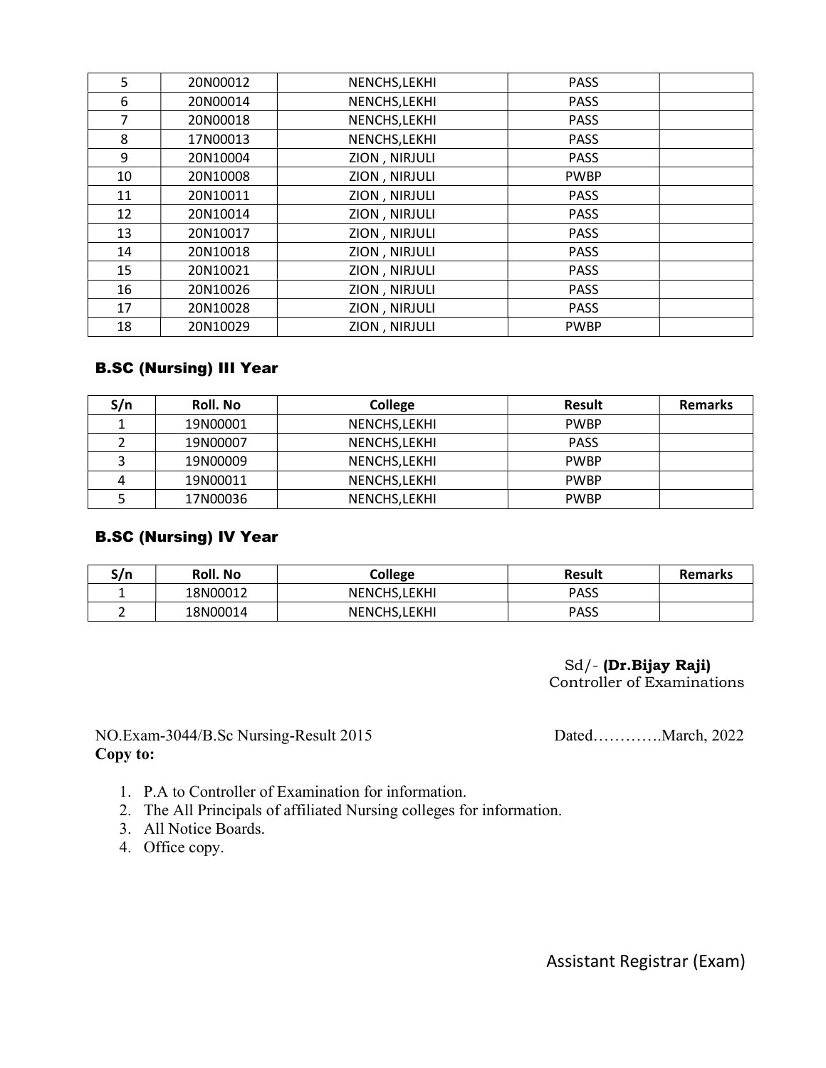| | | | | |
|---|---|---|---|---|
| 5 | 20N00012 | NENCHS,LEKHI | PASS | |
| 6 | 20N00014 | NENCHS,LEKHI | PASS | |
| 7 | 20N00018 | NENCHS,LEKHI | PASS | |
| 8 | 17N00013 | NENCHS,LEKHI | PASS | |
| 9 | 20N10004 | ZION , NIRJULI | PASS | |
| 10 | 20N10008 | ZION , NIRJULI | PWBP | |
| 11 | 20N10011 | ZION , NIRJULI | PASS | |
| 12 | 20N10014 | ZION , NIRJULI | PASS | |
| 13 | 20N10017 | ZION , NIRJULI | PASS | |
| 14 | 20N10018 | ZION , NIRJULI | PASS | |
| 15 | 20N10021 | ZION , NIRJULI | PASS | |
| 16 | 20N10026 | ZION , NIRJULI | PASS | |
| 17 | 20N10028 | ZION , NIRJULI | PASS | |
| 18 | 20N10029 | ZION , NIRJULI | PWBP | |

### B.SC (Nursing) III Year

| S/n | Roll. No | College | Result | Remarks |
|---|---|---|---|---|
| 1 | 19N00001 | NENCHS,LEKHI | PWBP | |
| 2 | 19N00007 | NENCHS,LEKHI | PASS | |
| 3 | 19N00009 | NENCHS,LEKHI | PWBP | |
| 4 | 19N00011 | NENCHS,LEKHI | PWBP | |
| 5 | 17N00036 | NENCHS,LEKHI | PWBP | |

### B.SC (Nursing) IV Year

| S/n | Roll. No | College | Result | Remarks |
|---|---|---|---|---|
| 1 | 18N00012 | NENCHS,LEKHI | PASS | |
| 2 | 18N00014 | NENCHS,LEKHI | PASS | |

Sd/- **(Dr.Bijay Raji)**
Controller of Examinations

NO.Exam-3044/B.Sc Nursing-Result 2015 Dated………….March, 2022

**Copy to:**

1. P.A to Controller of Examination for information.
2. The All Principals of affiliated Nursing colleges for information.
3. All Notice Boards.
4. Office copy.

Assistant Registrar (Exam)